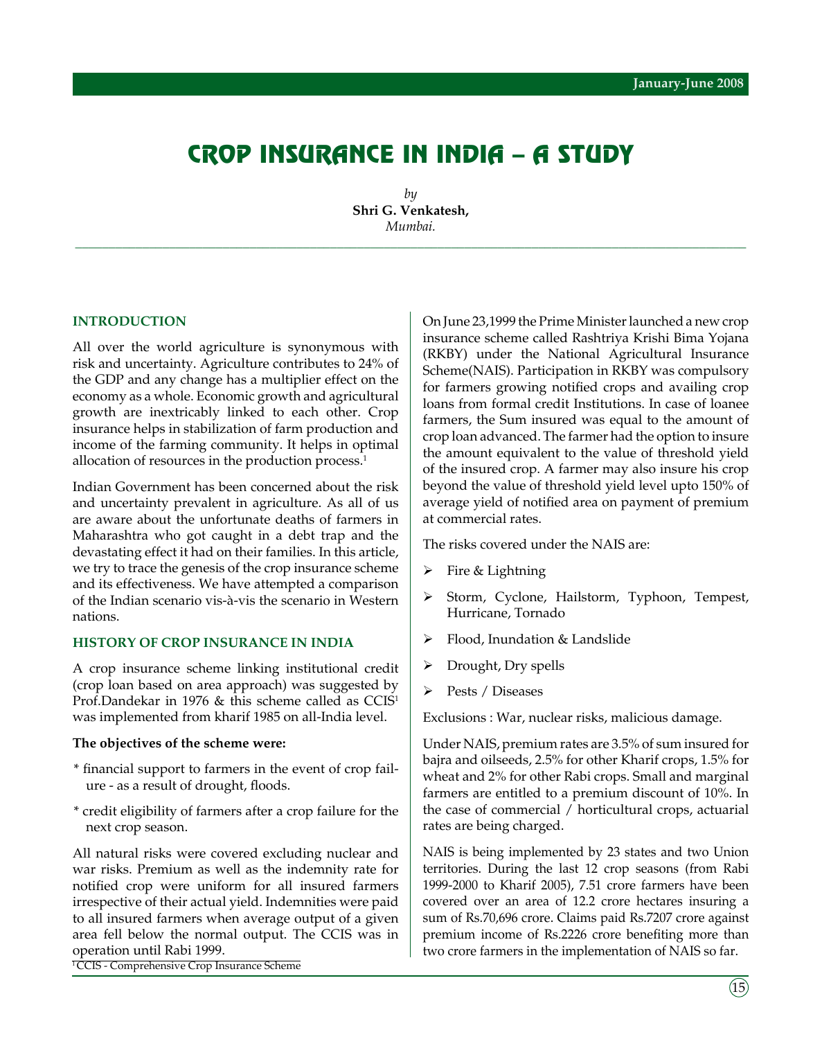# CROP INSURANCE IN INDIA – A STUDY

*by*
**Shri G. Venkatesh,**
*Mumbai.*

## INTRODUCTION

All over the world agriculture is synonymous with risk and uncertainty. Agriculture contributes to 24% of the GDP and any change has a multiplier effect on the economy as a whole. Economic growth and agricultural growth are inextricably linked to each other. Crop insurance helps in stabilization of farm production and income of the farming community. It helps in optimal allocation of resources in the production process.[1]

Indian Government has been concerned about the risk and uncertainty prevalent in agriculture. As all of us are aware about the unfortunate deaths of farmers in Maharashtra who got caught in a debt trap and the devastating effect it had on their families. In this article, we try to trace the genesis of the crop insurance scheme and its effectiveness. We have attempted a comparison of the Indian scenario vis-à-vis the scenario in Western nations.

## HISTORY OF CROP INSURANCE IN INDIA

A crop insurance scheme linking institutional credit (crop loan based on area approach) was suggested by Prof.Dandekar in 1976 & this scheme called as CCIS[1] was implemented from kharif 1985 on all-India level.

**The objectives of the scheme were:**

* financial support to farmers in the event of crop failure - as a result of drought, floods.

* credit eligibility of farmers after a crop failure for the next crop season.

All natural risks were covered excluding nuclear and war risks. Premium as well as the indemnity rate for notified crop were uniform for all insured farmers irrespective of their actual yield. Indemnities were paid to all insured farmers when average output of a given area fell below the normal output. The CCIS was in operation until Rabi 1999.

[1] CCIS - Comprehensive Crop Insurance Scheme

On June 23,1999 the Prime Minister launched a new crop insurance scheme called Rashtriya Krishi Bima Yojana (RKBY) under the National Agricultural Insurance Scheme(NAIS). Participation in RKBY was compulsory for farmers growing notified crops and availing crop loans from formal credit Institutions. In case of loanee farmers, the Sum insured was equal to the amount of crop loan advanced. The farmer had the option to insure the amount equivalent to the value of threshold yield of the insured crop. A farmer may also insure his crop beyond the value of threshold yield level upto 150% of average yield of notified area on payment of premium at commercial rates.

The risks covered under the NAIS are:

- Fire & Lightning
- Storm, Cyclone, Hailstorm, Typhoon, Tempest, Hurricane, Tornado
- Flood, Inundation & Landslide
- Drought, Dry spells
- Pests / Diseases

Exclusions : War, nuclear risks, malicious damage.

Under NAIS, premium rates are 3.5% of sum insured for bajra and oilseeds, 2.5% for other Kharif crops, 1.5% for wheat and 2% for other Rabi crops. Small and marginal farmers are entitled to a premium discount of 10%. In the case of commercial / horticultural crops, actuarial rates are being charged.

NAIS is being implemented by 23 states and two Union territories. During the last 12 crop seasons (from Rabi 1999-2000 to Kharif 2005), 7.51 crore farmers have been covered over an area of 12.2 crore hectares insuring a sum of Rs.70,696 crore. Claims paid Rs.7207 crore against premium income of Rs.2226 crore benefiting more than two crore farmers in the implementation of NAIS so far.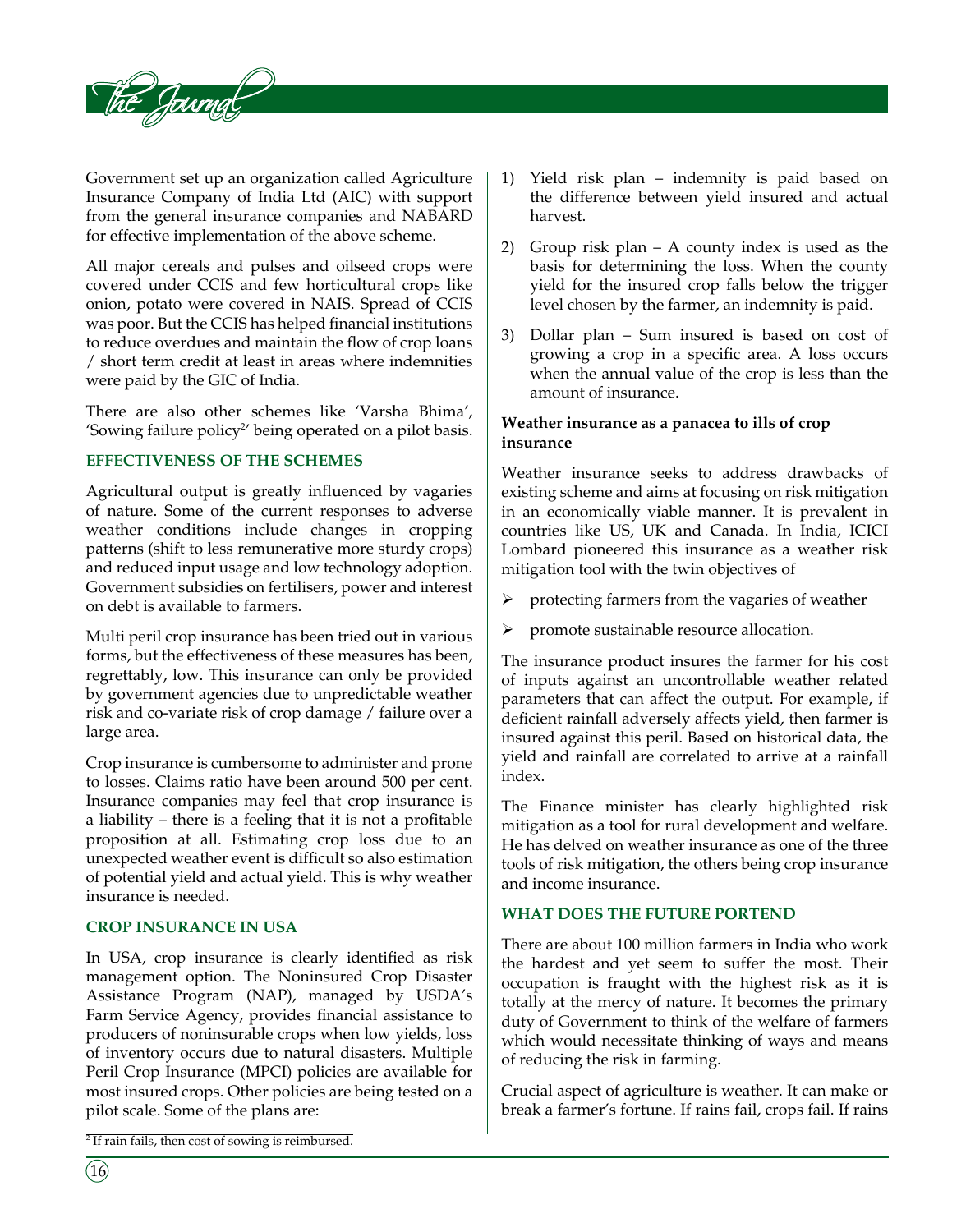Government set up an organization called Agriculture Insurance Company of India Ltd (AIC) with support from the general insurance companies and NABARD for effective implementation of the above scheme.

All major cereals and pulses and oilseed crops were covered under CCIS and few horticultural crops like onion, potato were covered in NAIS. Spread of CCIS was poor. But the CCIS has helped financial institutions to reduce overdues and maintain the flow of crop loans / short term credit at least in areas where indemnities were paid by the GIC of India.

There are also other schemes like 'Varsha Bhima', 'Sowing failure policy[2]' being operated on a pilot basis.

## EFFECTIVENESS OF THE SCHEMES

Agricultural output is greatly influenced by vagaries of nature. Some of the current responses to adverse weather conditions include changes in cropping patterns (shift to less remunerative more sturdy crops) and reduced input usage and low technology adoption. Government subsidies on fertilisers, power and interest on debt is available to farmers.

Multi peril crop insurance has been tried out in various forms, but the effectiveness of these measures has been, regrettably, low. This insurance can only be provided by government agencies due to unpredictable weather risk and co-variate risk of crop damage / failure over a large area.

Crop insurance is cumbersome to administer and prone to losses. Claims ratio have been around 500 per cent. Insurance companies may feel that crop insurance is a liability – there is a feeling that it is not a profitable proposition at all. Estimating crop loss due to an unexpected weather event is difficult so also estimation of potential yield and actual yield. This is why weather insurance is needed.

## CROP INSURANCE IN USA

In USA, crop insurance is clearly identified as risk management option. The Noninsured Crop Disaster Assistance Program (NAP), managed by USDA's Farm Service Agency, provides financial assistance to producers of noninsurable crops when low yields, loss of inventory occurs due to natural disasters. Multiple Peril Crop Insurance (MPCI) policies are available for most insured crops. Other policies are being tested on a pilot scale. Some of the plans are:

1) Yield risk plan – indemnity is paid based on the difference between yield insured and actual harvest.
2) Group risk plan – A county index is used as the basis for determining the loss. When the county yield for the insured crop falls below the trigger level chosen by the farmer, an indemnity is paid.
3) Dollar plan – Sum insured is based on cost of growing a crop in a specific area. A loss occurs when the annual value of the crop is less than the amount of insurance.

**Weather insurance as a panacea to ills of crop insurance**

Weather insurance seeks to address drawbacks of existing scheme and aims at focusing on risk mitigation in an economically viable manner. It is prevalent in countries like US, UK and Canada. In India, ICICI Lombard pioneered this insurance as a weather risk mitigation tool with the twin objectives of

- protecting farmers from the vagaries of weather
- promote sustainable resource allocation.

The insurance product insures the farmer for his cost of inputs against an uncontrollable weather related parameters that can affect the output. For example, if deficient rainfall adversely affects yield, then farmer is insured against this peril. Based on historical data, the yield and rainfall are correlated to arrive at a rainfall index.

The Finance minister has clearly highlighted risk mitigation as a tool for rural development and welfare. He has delved on weather insurance as one of the three tools of risk mitigation, the others being crop insurance and income insurance.

## WHAT DOES THE FUTURE PORTEND

There are about 100 million farmers in India who work the hardest and yet seem to suffer the most. Their occupation is fraught with the highest risk as it is totally at the mercy of nature. It becomes the primary duty of Government to think of the welfare of farmers which would necessitate thinking of ways and means of reducing the risk in farming.

Crucial aspect of agriculture is weather. It can make or break a farmer's fortune. If rains fail, crops fail. If rains

[2] If rain fails, then cost of sowing is reimbursed.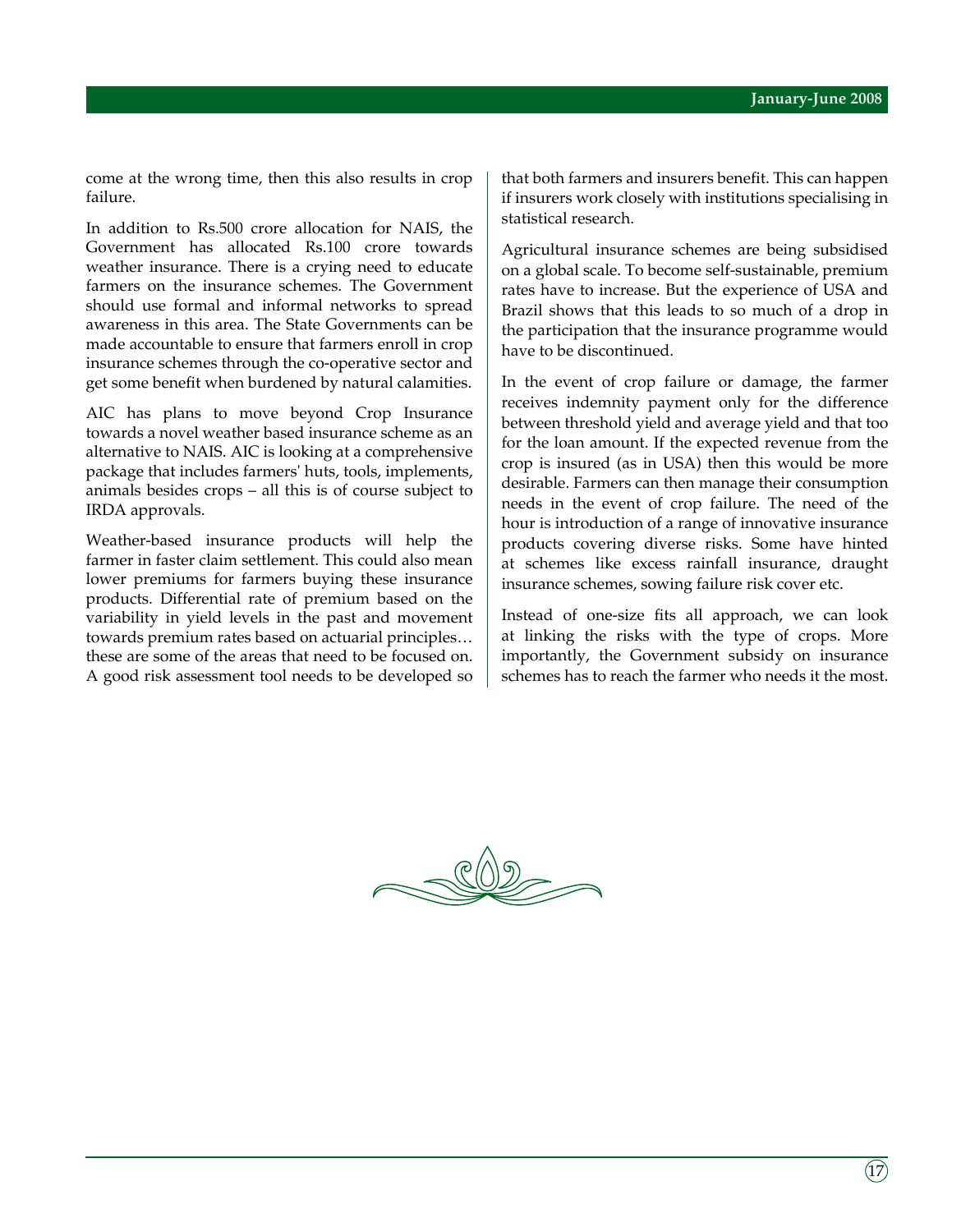come at the wrong time, then this also results in crop failure.

In addition to Rs.500 crore allocation for NAIS, the Government has allocated Rs.100 crore towards weather insurance. There is a crying need to educate farmers on the insurance schemes. The Government should use formal and informal networks to spread awareness in this area. The State Governments can be made accountable to ensure that farmers enroll in crop insurance schemes through the co-operative sector and get some benefit when burdened by natural calamities.

AIC has plans to move beyond Crop Insurance towards a novel weather based insurance scheme as an alternative to NAIS. AIC is looking at a comprehensive package that includes farmers' huts, tools, implements, animals besides crops – all this is of course subject to IRDA approvals.

Weather-based insurance products will help the farmer in faster claim settlement. This could also mean lower premiums for farmers buying these insurance products. Differential rate of premium based on the variability in yield levels in the past and movement towards premium rates based on actuarial principles… these are some of the areas that need to be focused on. A good risk assessment tool needs to be developed so that both farmers and insurers benefit. This can happen if insurers work closely with institutions specialising in statistical research.

Agricultural insurance schemes are being subsidised on a global scale. To become self-sustainable, premium rates have to increase. But the experience of USA and Brazil shows that this leads to so much of a drop in the participation that the insurance programme would have to be discontinued.

In the event of crop failure or damage, the farmer receives indemnity payment only for the difference between threshold yield and average yield and that too for the loan amount. If the expected revenue from the crop is insured (as in USA) then this would be more desirable. Farmers can then manage their consumption needs in the event of crop failure. The need of the hour is introduction of a range of innovative insurance products covering diverse risks. Some have hinted at schemes like excess rainfall insurance, draught insurance schemes, sowing failure risk cover etc.

Instead of one-size fits all approach, we can look at linking the risks with the type of crops. More importantly, the Government subsidy on insurance schemes has to reach the farmer who needs it the most.